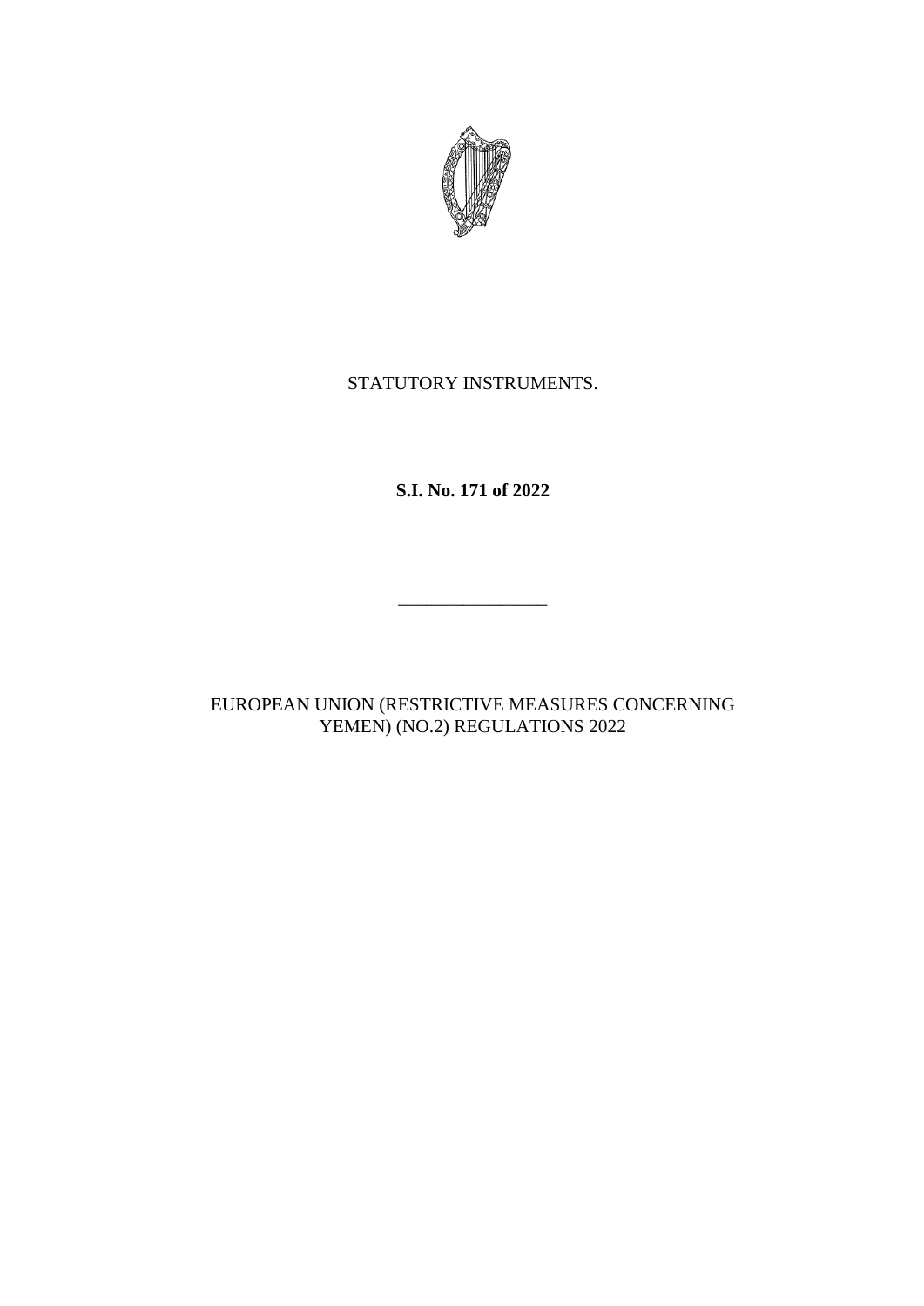STATUTORY INSTRUMENTS.

**S.I. No. 171 of 2022**

---

EUROPEAN UNION (RESTRICTIVE MEASURES CONCERNING YEMEN) (NO.2) REGULATIONS 2022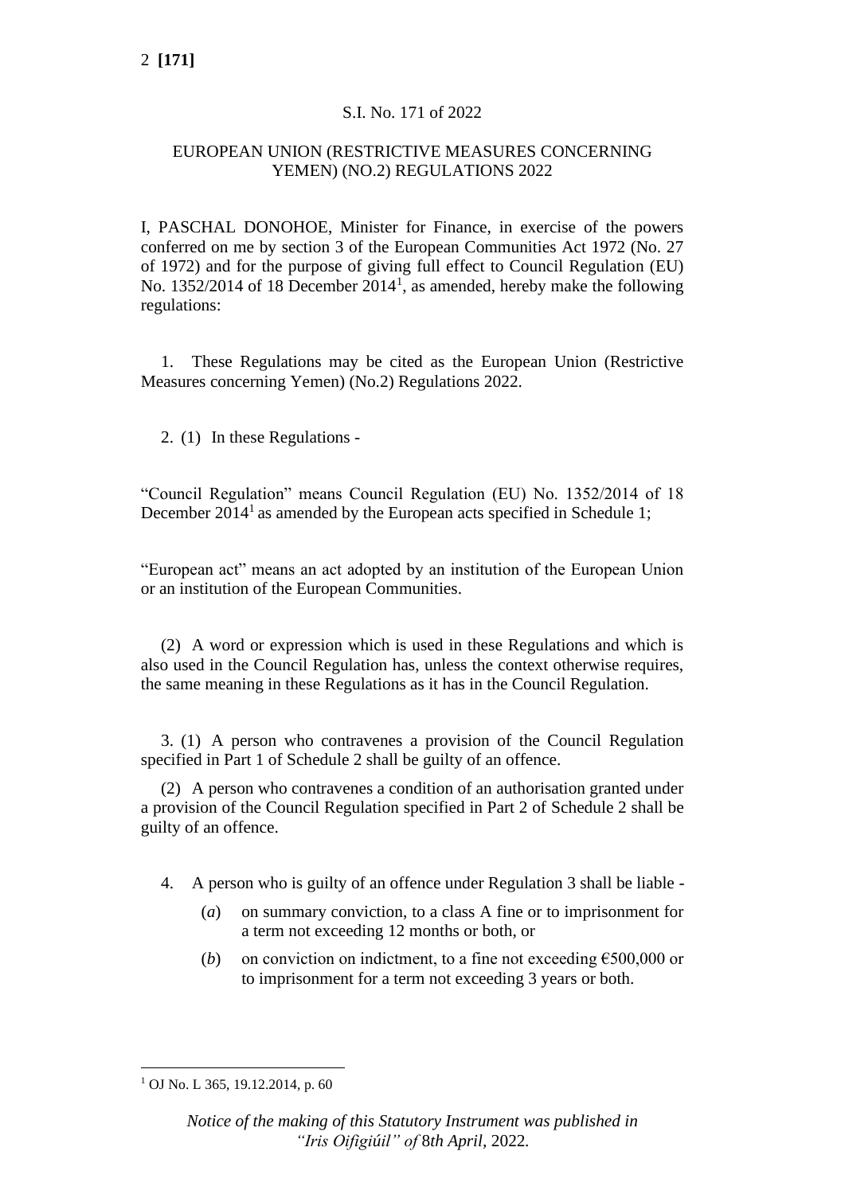S.I. No. 171 of 2022

EUROPEAN UNION (RESTRICTIVE MEASURES CONCERNING YEMEN) (NO.2) REGULATIONS 2022

I, PASCHAL DONOHOE, Minister for Finance, in exercise of the powers conferred on me by section 3 of the European Communities Act 1972 (No. 27 of 1972) and for the purpose of giving full effect to Council Regulation (EU) No. 1352/2014 of 18 December 2014[1], as amended, hereby make the following regulations:

1. These Regulations may be cited as the European Union (Restrictive Measures concerning Yemen) (No.2) Regulations 2022.

2. (1) In these Regulations -

"Council Regulation" means Council Regulation (EU) No. 1352/2014 of 18 December 2014[1] as amended by the European acts specified in Schedule 1;

"European act" means an act adopted by an institution of the European Union or an institution of the European Communities.

(2) A word or expression which is used in these Regulations and which is also used in the Council Regulation has, unless the context otherwise requires, the same meaning in these Regulations as it has in the Council Regulation.

3. (1) A person who contravenes a provision of the Council Regulation specified in Part 1 of Schedule 2 shall be guilty of an offence.

(2) A person who contravenes a condition of an authorisation granted under a provision of the Council Regulation specified in Part 2 of Schedule 2 shall be guilty of an offence.

4. A person who is guilty of an offence under Regulation 3 shall be liable -

(*a*) on summary conviction, to a class A fine or to imprisonment for a term not exceeding 12 months or both, or

(*b*) on conviction on indictment, to a fine not exceeding €500,000 or to imprisonment for a term not exceeding 3 years or both.

[1] OJ No. L 365, 19.12.2014, p. 60

*Notice of the making of this Statutory Instrument was published in "Iris Oifigiúil" of 8th April, 2022.*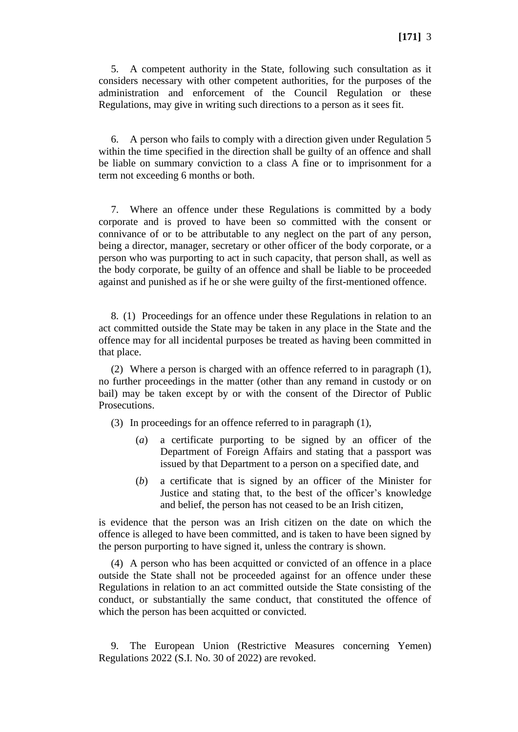5. A competent authority in the State, following such consultation as it considers necessary with other competent authorities, for the purposes of the administration and enforcement of the Council Regulation or these Regulations, may give in writing such directions to a person as it sees fit.

6. A person who fails to comply with a direction given under Regulation 5 within the time specified in the direction shall be guilty of an offence and shall be liable on summary conviction to a class A fine or to imprisonment for a term not exceeding 6 months or both.

7. Where an offence under these Regulations is committed by a body corporate and is proved to have been so committed with the consent or connivance of or to be attributable to any neglect on the part of any person, being a director, manager, secretary or other officer of the body corporate, or a person who was purporting to act in such capacity, that person shall, as well as the body corporate, be guilty of an offence and shall be liable to be proceeded against and punished as if he or she were guilty of the first-mentioned offence.

8. (1) Proceedings for an offence under these Regulations in relation to an act committed outside the State may be taken in any place in the State and the offence may for all incidental purposes be treated as having been committed in that place.

(2) Where a person is charged with an offence referred to in paragraph (1), no further proceedings in the matter (other than any remand in custody or on bail) may be taken except by or with the consent of the Director of Public Prosecutions.

(3) In proceedings for an offence referred to in paragraph (1),

(*a*) a certificate purporting to be signed by an officer of the Department of Foreign Affairs and stating that a passport was issued by that Department to a person on a specified date, and

(*b*) a certificate that is signed by an officer of the Minister for Justice and stating that, to the best of the officer's knowledge and belief, the person has not ceased to be an Irish citizen,

is evidence that the person was an Irish citizen on the date on which the offence is alleged to have been committed, and is taken to have been signed by the person purporting to have signed it, unless the contrary is shown.

(4) A person who has been acquitted or convicted of an offence in a place outside the State shall not be proceeded against for an offence under these Regulations in relation to an act committed outside the State consisting of the conduct, or substantially the same conduct, that constituted the offence of which the person has been acquitted or convicted.

9. The European Union (Restrictive Measures concerning Yemen) Regulations 2022 (S.I. No. 30 of 2022) are revoked.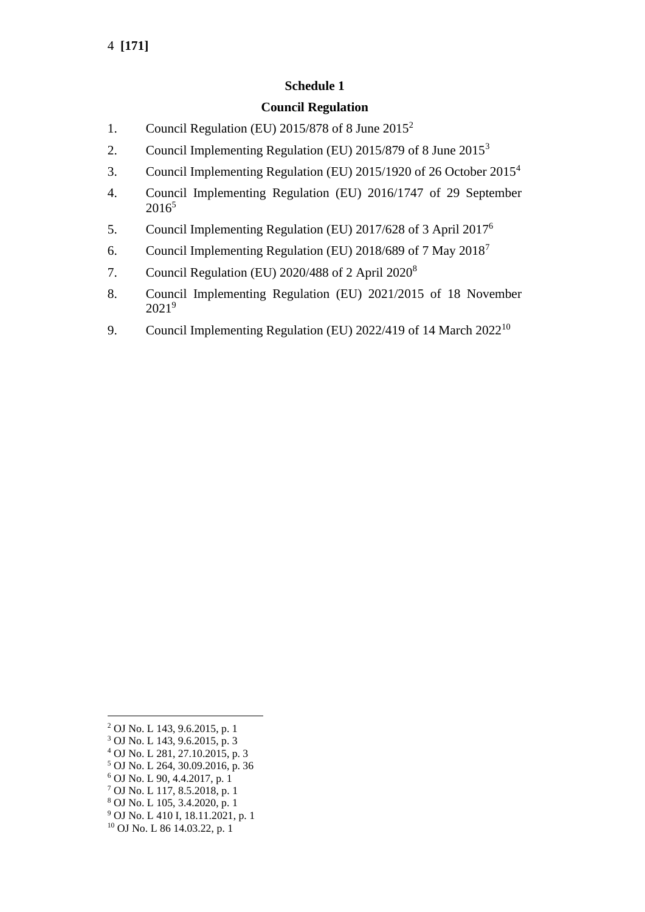## Schedule 1

## Council Regulation

1. Council Regulation (EU) 2015/878 of 8 June 2015[2]
2. Council Implementing Regulation (EU) 2015/879 of 8 June 2015[3]
3. Council Implementing Regulation (EU) 2015/1920 of 26 October 2015[4]
4. Council Implementing Regulation (EU) 2016/1747 of 29 September 2016[5]
5. Council Implementing Regulation (EU) 2017/628 of 3 April 2017[6]
6. Council Implementing Regulation (EU) 2018/689 of 7 May 2018[7]
7. Council Regulation (EU) 2020/488 of 2 April 2020[8]
8. Council Implementing Regulation (EU) 2021/2015 of 18 November 2021[9]
9. Council Implementing Regulation (EU) 2022/419 of 14 March 2022[10]

---

[2] OJ No. L 143, 9.6.2015, p. 1
[3] OJ No. L 143, 9.6.2015, p. 3
[4] OJ No. L 281, 27.10.2015, p. 3
[5] OJ No. L 264, 30.09.2016, p. 36
[6] OJ No. L 90, 4.4.2017, p. 1
[7] OJ No. L 117, 8.5.2018, p. 1
[8] OJ No. L 105, 3.4.2020, p. 1
[9] OJ No. L 410 I, 18.11.2021, p. 1
[10] OJ No. L 86 14.03.22, p. 1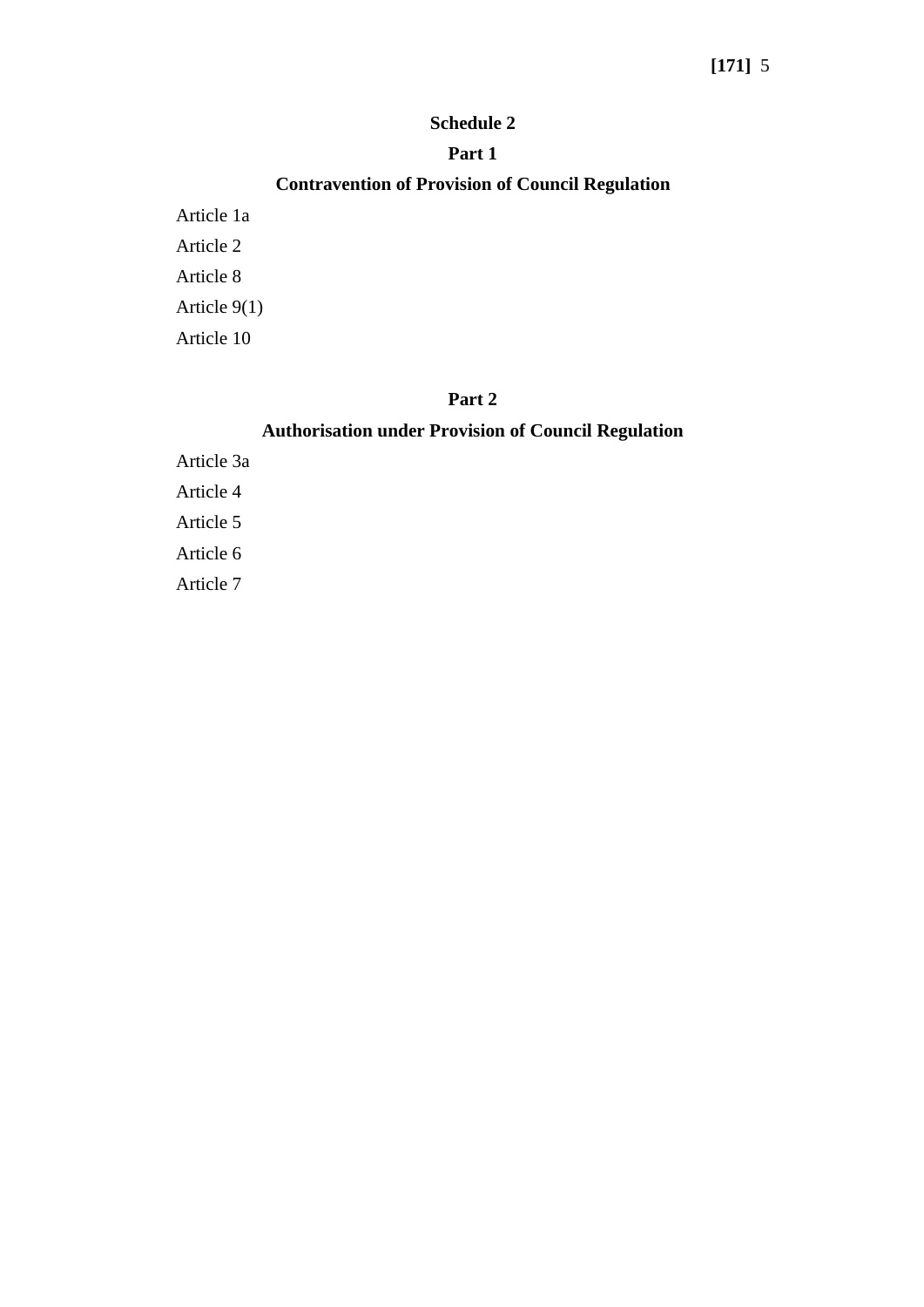## Schedule 2

### Part 1

### Contravention of Provision of Council Regulation

Article 1a

Article 2

Article 8

Article 9(1)

Article 10

### Part 2

### Authorisation under Provision of Council Regulation

Article 3a

Article 4

Article 5

Article 6

Article 7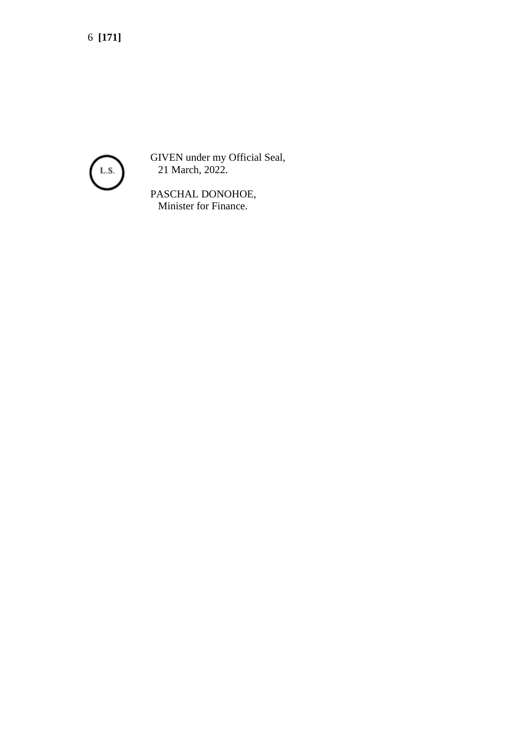L.S.

GIVEN under my Official Seal,
21 March, 2022.

PASCHAL DONOHOE,
Minister for Finance.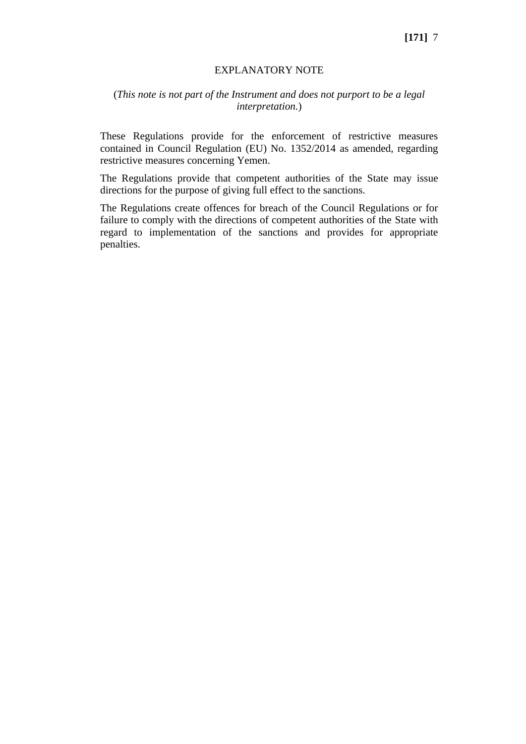# EXPLANATORY NOTE

(*This note is not part of the Instrument and does not purport to be a legal interpretation.*)

These Regulations provide for the enforcement of restrictive measures contained in Council Regulation (EU) No. 1352/2014 as amended, regarding restrictive measures concerning Yemen.

The Regulations provide that competent authorities of the State may issue directions for the purpose of giving full effect to the sanctions.

The Regulations create offences for breach of the Council Regulations or for failure to comply with the directions of competent authorities of the State with regard to implementation of the sanctions and provides for appropriate penalties.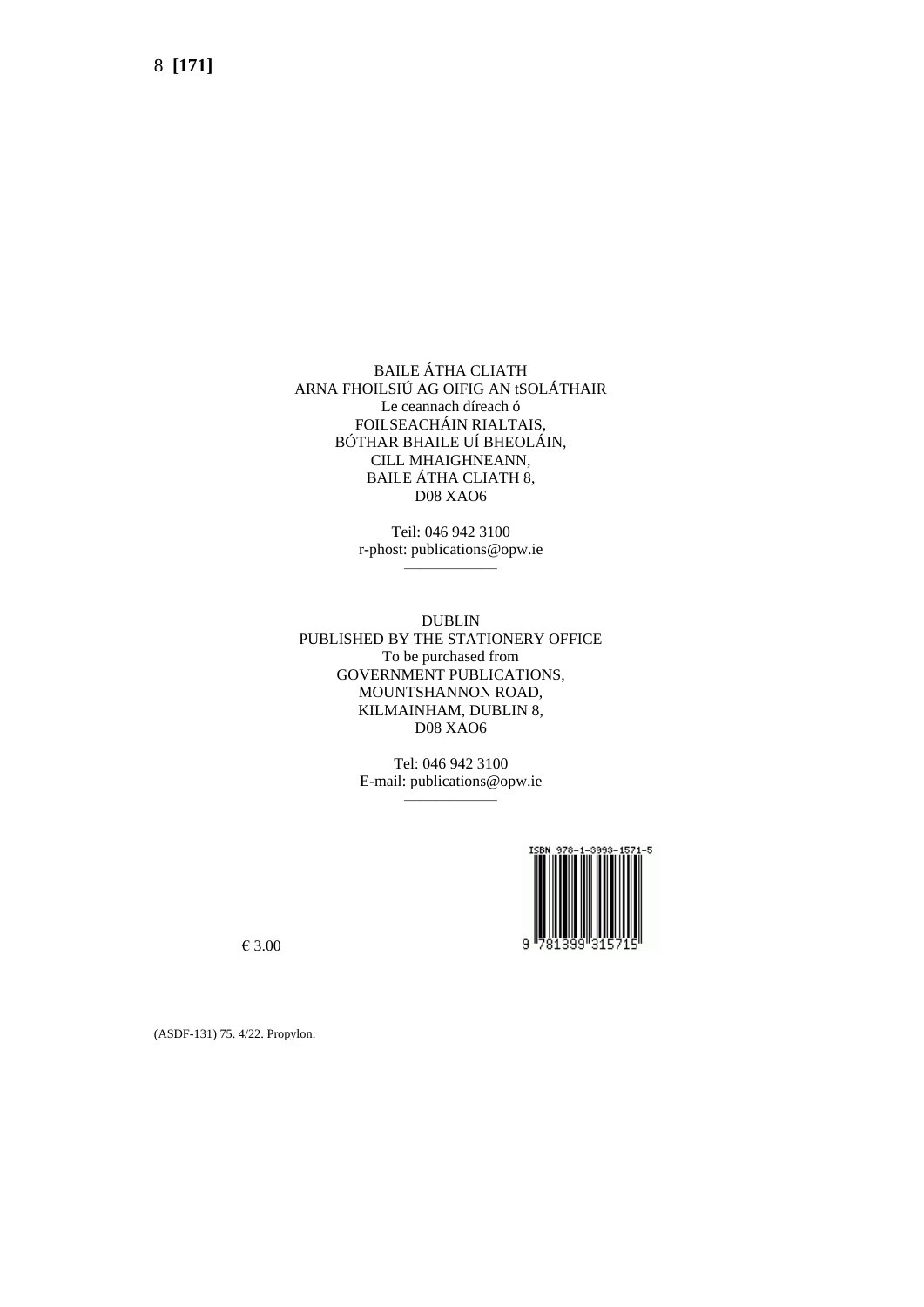BAILE ÁTHA CLIATH
ARNA FHOILSIÚ AG OIFIG AN tSOLÁTHAIR
Le ceannach díreach ó
FOILSEACHÁIN RIALTAIS,
BÓTHAR BHAILE UÍ BHEOLÁIN,
CILL MHAIGHNEANN,
BAILE ÁTHA CLIATH 8,
D08 XAO6

Teil: 046 942 3100
r-phost: publications@opw.ie

---

DUBLIN
PUBLISHED BY THE STATIONERY OFFICE
To be purchased from
GOVERNMENT PUBLICATIONS,
MOUNTSHANNON ROAD,
KILMAINHAM, DUBLIN 8,
D08 XAO6

Tel: 046 942 3100
E-mail: publications@opw.ie

---

ISBN 978-1-3993-1571-5

€ 3.00

(ASDF-131) 75. 4/22. Propylon.